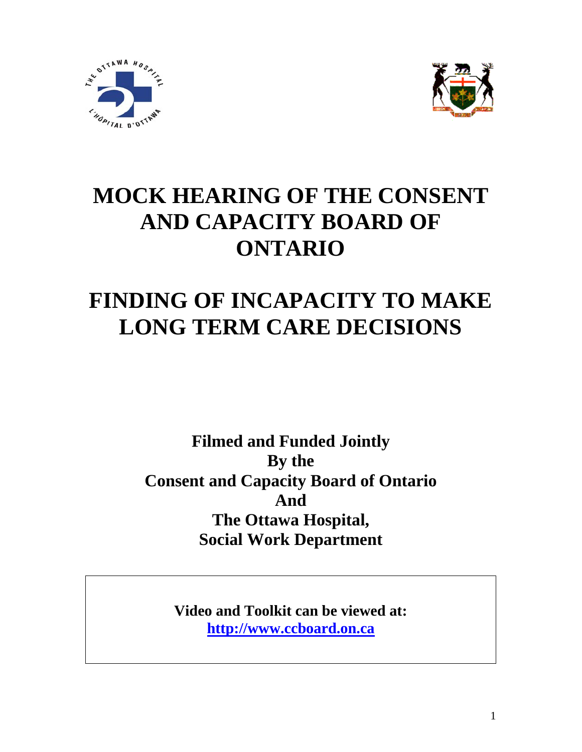# MOCK HEARING OF THE CONSENT AND CAPACITY BOARD OF ONTARIO

# FINDING OF INCAPACITY TO MAKE LONG TERM CARE DECISIONS

**Filmed and Funded Jointly**
**By the**
**Consent and Capacity Board of Ontario**
**And**
**The Ottawa Hospital,**
**Social Work Department**

**Video and Toolkit can be viewed at:**
**http://www.ccboard.on.ca**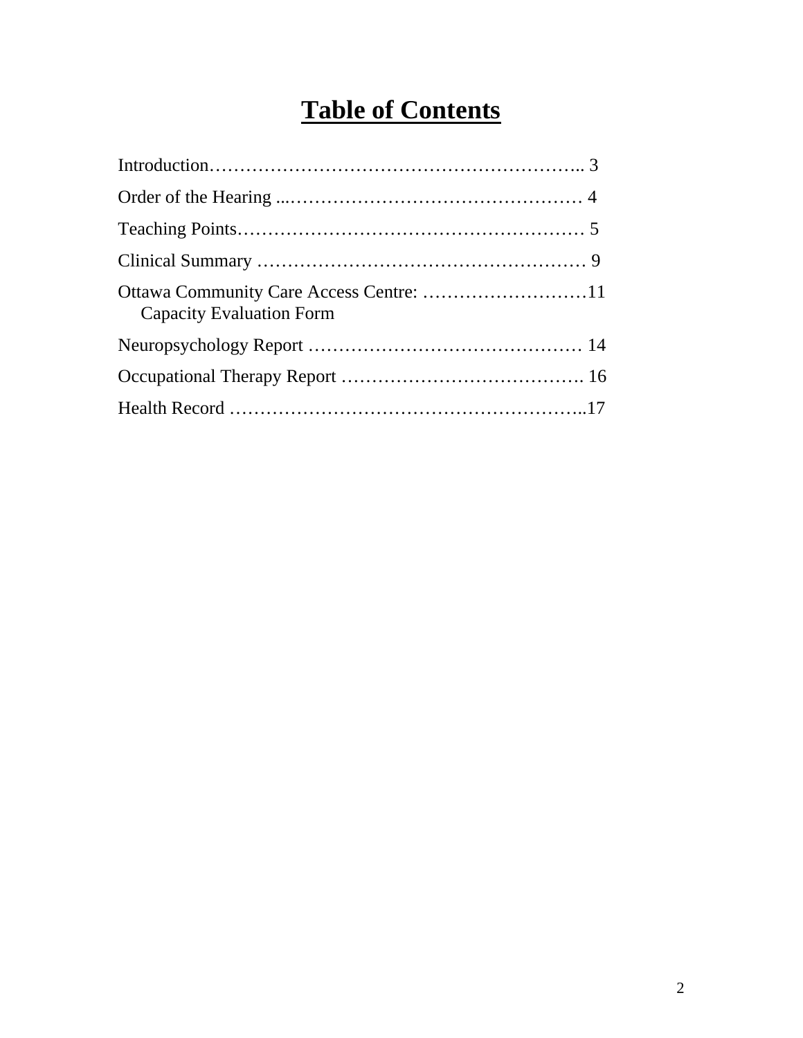# Table of Contents

Introduction………………………………………………………….. 3

Order of the Hearing ...………………………………………… 4

Teaching Points………………………………………………… 5

Clinical Summary ……………………………………………… 9

Ottawa Community Care Access Centre: ………………………11
  Capacity Evaluation Form

Neuropsychology Report ……………………………………… 14

Occupational Therapy Report …………………………………. 16

Health Record …………………………………………………..17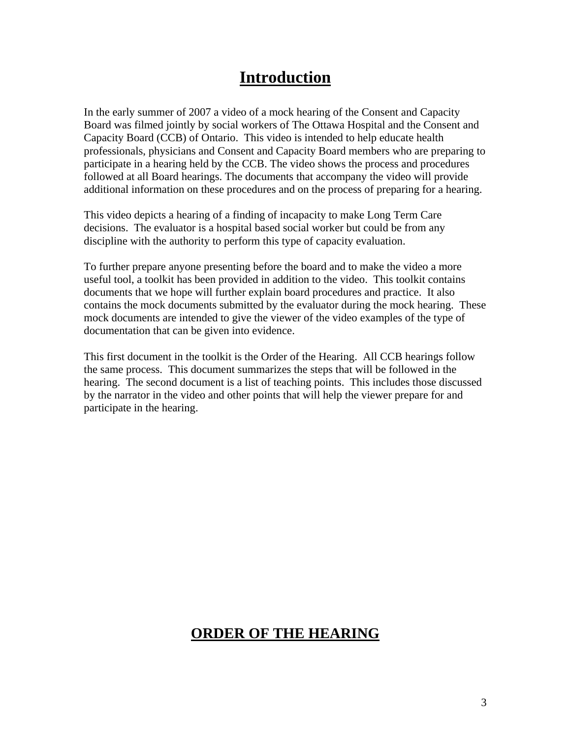# Introduction

In the early summer of 2007 a video of a mock hearing of the Consent and Capacity Board was filmed jointly by social workers of The Ottawa Hospital and the Consent and Capacity Board (CCB) of Ontario. This video is intended to help educate health professionals, physicians and Consent and Capacity Board members who are preparing to participate in a hearing held by the CCB. The video shows the process and procedures followed at all Board hearings. The documents that accompany the video will provide additional information on these procedures and on the process of preparing for a hearing.

This video depicts a hearing of a finding of incapacity to make Long Term Care decisions. The evaluator is a hospital based social worker but could be from any discipline with the authority to perform this type of capacity evaluation.

To further prepare anyone presenting before the board and to make the video a more useful tool, a toolkit has been provided in addition to the video. This toolkit contains documents that we hope will further explain board procedures and practice. It also contains the mock documents submitted by the evaluator during the mock hearing. These mock documents are intended to give the viewer of the video examples of the type of documentation that can be given into evidence.

This first document in the toolkit is the Order of the Hearing. All CCB hearings follow the same process. This document summarizes the steps that will be followed in the hearing. The second document is a list of teaching points. This includes those discussed by the narrator in the video and other points that will help the viewer prepare for and participate in the hearing.

# ORDER OF THE HEARING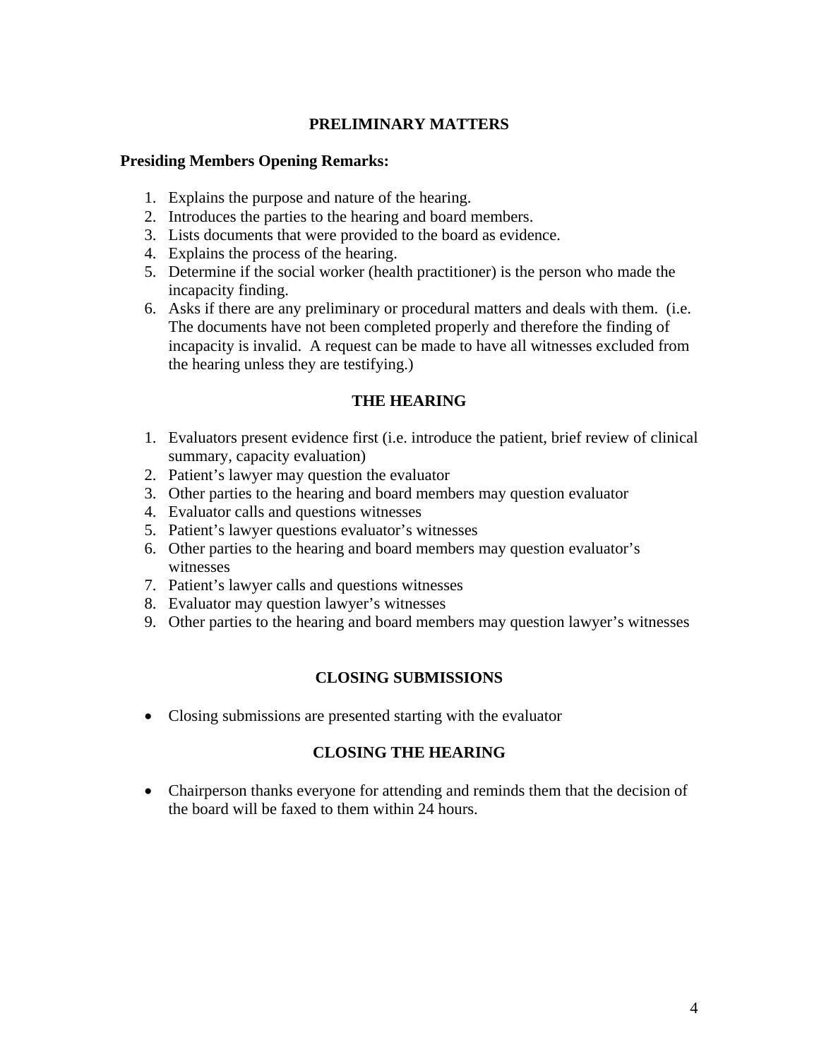## PRELIMINARY MATTERS

**Presiding Members Opening Remarks:**

1. Explains the purpose and nature of the hearing.
2. Introduces the parties to the hearing and board members.
3. Lists documents that were provided to the board as evidence.
4. Explains the process of the hearing.
5. Determine if the social worker (health practitioner) is the person who made the incapacity finding.
6. Asks if there are any preliminary or procedural matters and deals with them. (i.e. The documents have not been completed properly and therefore the finding of incapacity is invalid. A request can be made to have all witnesses excluded from the hearing unless they are testifying.)

## THE HEARING

1. Evaluators present evidence first (i.e. introduce the patient, brief review of clinical summary, capacity evaluation)
2. Patient's lawyer may question the evaluator
3. Other parties to the hearing and board members may question evaluator
4. Evaluator calls and questions witnesses
5. Patient's lawyer questions evaluator's witnesses
6. Other parties to the hearing and board members may question evaluator's witnesses
7. Patient's lawyer calls and questions witnesses
8. Evaluator may question lawyer's witnesses
9. Other parties to the hearing and board members may question lawyer's witnesses

## CLOSING SUBMISSIONS

- Closing submissions are presented starting with the evaluator

## CLOSING THE HEARING

- Chairperson thanks everyone for attending and reminds them that the decision of the board will be faxed to them within 24 hours.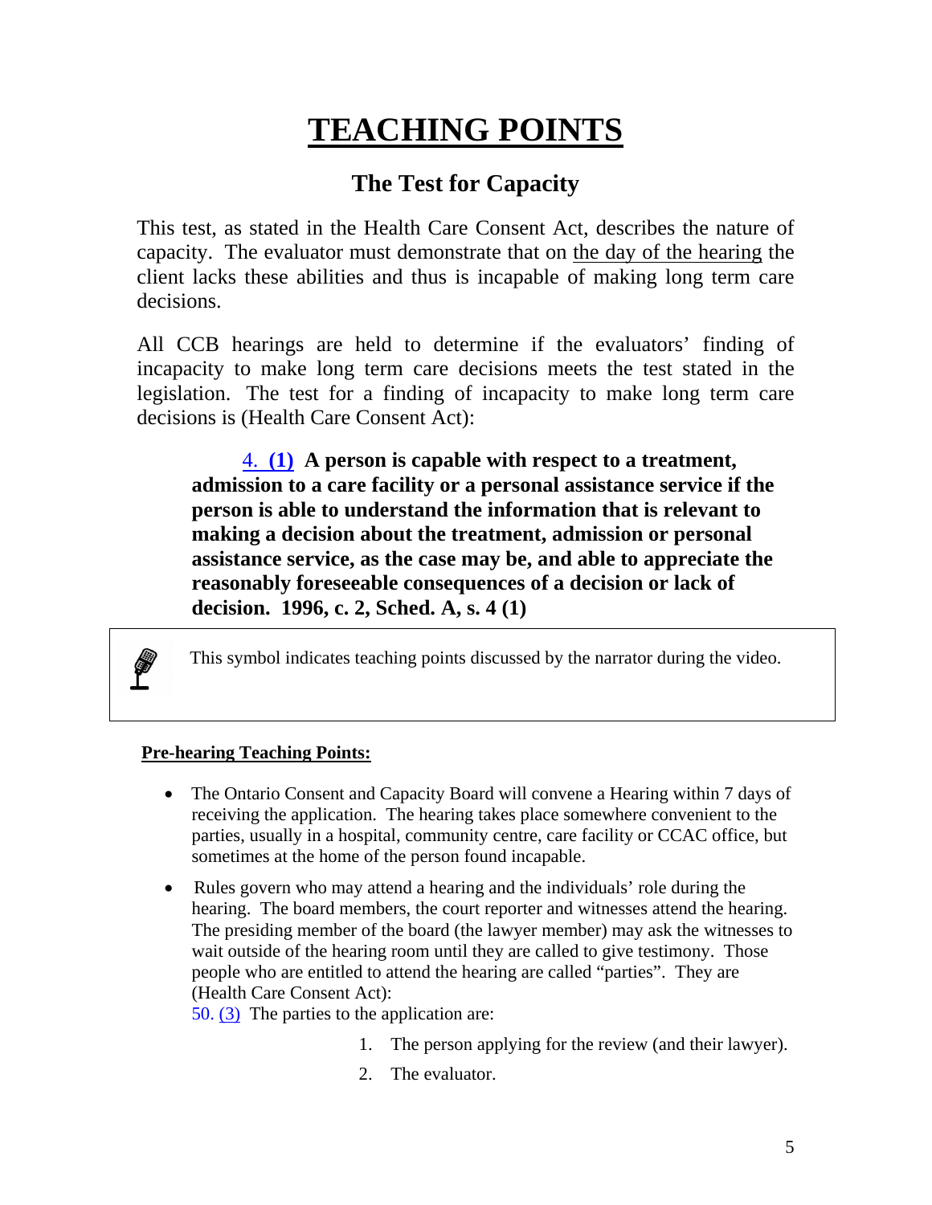# TEACHING POINTS

## The Test for Capacity

This test, as stated in the Health Care Consent Act, describes the nature of capacity. The evaluator must demonstrate that on the day of the hearing the client lacks these abilities and thus is incapable of making long term care decisions.

All CCB hearings are held to determine if the evaluators' finding of incapacity to make long term care decisions meets the test stated in the legislation. The test for a finding of incapacity to make long term care decisions is (Health Care Consent Act):

> 4. **(1) A person is capable with respect to a treatment, admission to a care facility or a personal assistance service if the person is able to understand the information that is relevant to making a decision about the treatment, admission or personal assistance service, as the case may be, and able to appreciate the reasonably foreseeable consequences of a decision or lack of decision. 1996, c. 2, Sched. A, s. 4 (1)**

This symbol indicates teaching points discussed by the narrator during the video.

**Pre-hearing Teaching Points:**

- The Ontario Consent and Capacity Board will convene a Hearing within 7 days of receiving the application. The hearing takes place somewhere convenient to the parties, usually in a hospital, community centre, care facility or CCAC office, but sometimes at the home of the person found incapable.
- Rules govern who may attend a hearing and the individuals' role during the hearing. The board members, the court reporter and witnesses attend the hearing. The presiding member of the board (the lawyer member) may ask the witnesses to wait outside of the hearing room until they are called to give testimony. Those people who are entitled to attend the hearing are called "parties". They are (Health Care Consent Act):

  50. (3) The parties to the application are:

  1. The person applying for the review (and their lawyer).
  2. The evaluator.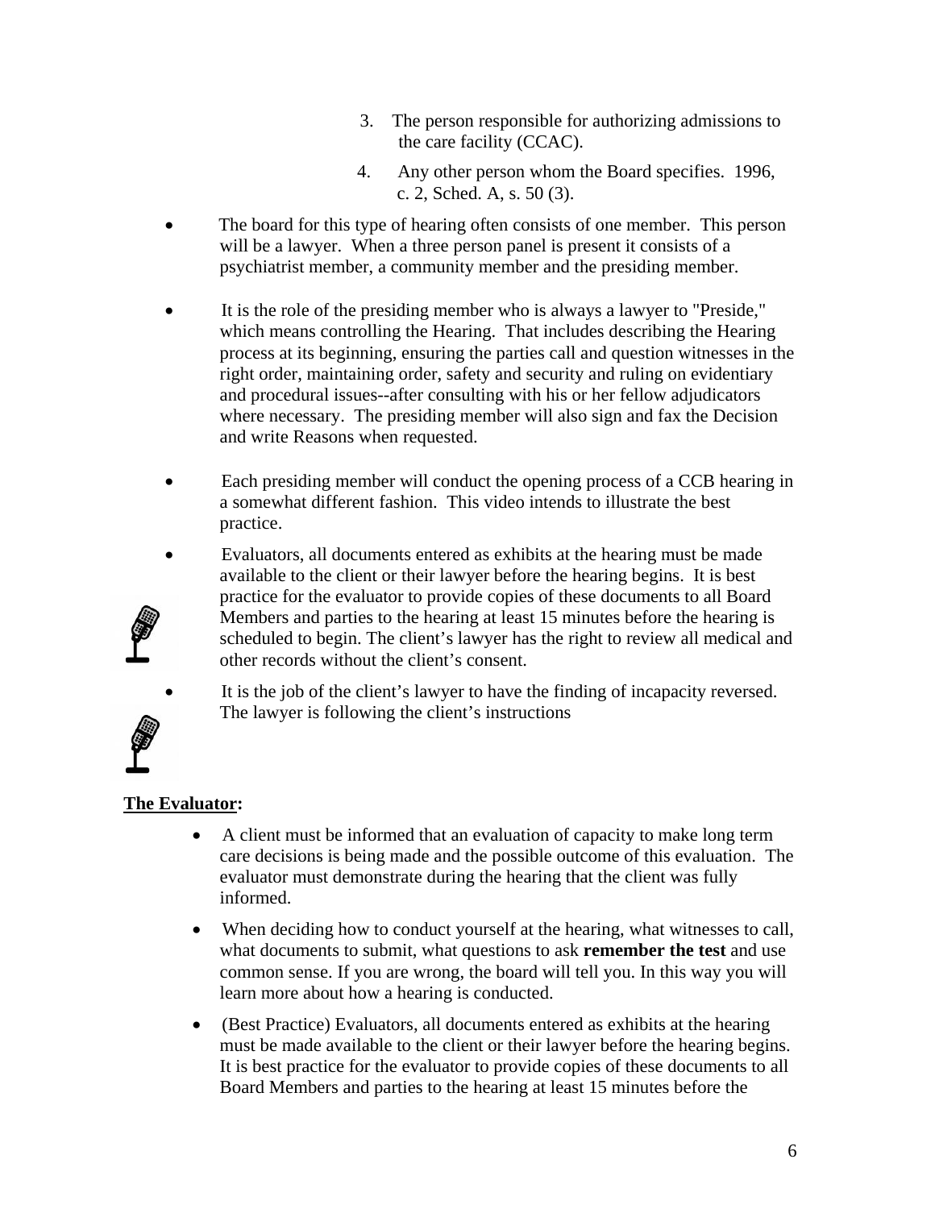3. The person responsible for authorizing admissions to the care facility (CCAC).
4. Any other person whom the Board specifies. 1996, c. 2, Sched. A, s. 50 (3).

- The board for this type of hearing often consists of one member. This person will be a lawyer. When a three person panel is present it consists of a psychiatrist member, a community member and the presiding member.
- It is the role of the presiding member who is always a lawyer to "Preside," which means controlling the Hearing. That includes describing the Hearing process at its beginning, ensuring the parties call and question witnesses in the right order, maintaining order, safety and security and ruling on evidentiary and procedural issues--after consulting with his or her fellow adjudicators where necessary. The presiding member will also sign and fax the Decision and write Reasons when requested.
- Each presiding member will conduct the opening process of a CCB hearing in a somewhat different fashion. This video intends to illustrate the best practice.
- Evaluators, all documents entered as exhibits at the hearing must be made available to the client or their lawyer before the hearing begins. It is best practice for the evaluator to provide copies of these documents to all Board Members and parties to the hearing at least 15 minutes before the hearing is scheduled to begin. The client's lawyer has the right to review all medical and other records without the client's consent.
- It is the job of the client's lawyer to have the finding of incapacity reversed. The lawyer is following the client's instructions

**The Evaluator:**

- A client must be informed that an evaluation of capacity to make long term care decisions is being made and the possible outcome of this evaluation. The evaluator must demonstrate during the hearing that the client was fully informed.
- When deciding how to conduct yourself at the hearing, what witnesses to call, what documents to submit, what questions to ask **remember the test** and use common sense. If you are wrong, the board will tell you. In this way you will learn more about how a hearing is conducted.
- (Best Practice) Evaluators, all documents entered as exhibits at the hearing must be made available to the client or their lawyer before the hearing begins. It is best practice for the evaluator to provide copies of these documents to all Board Members and parties to the hearing at least 15 minutes before the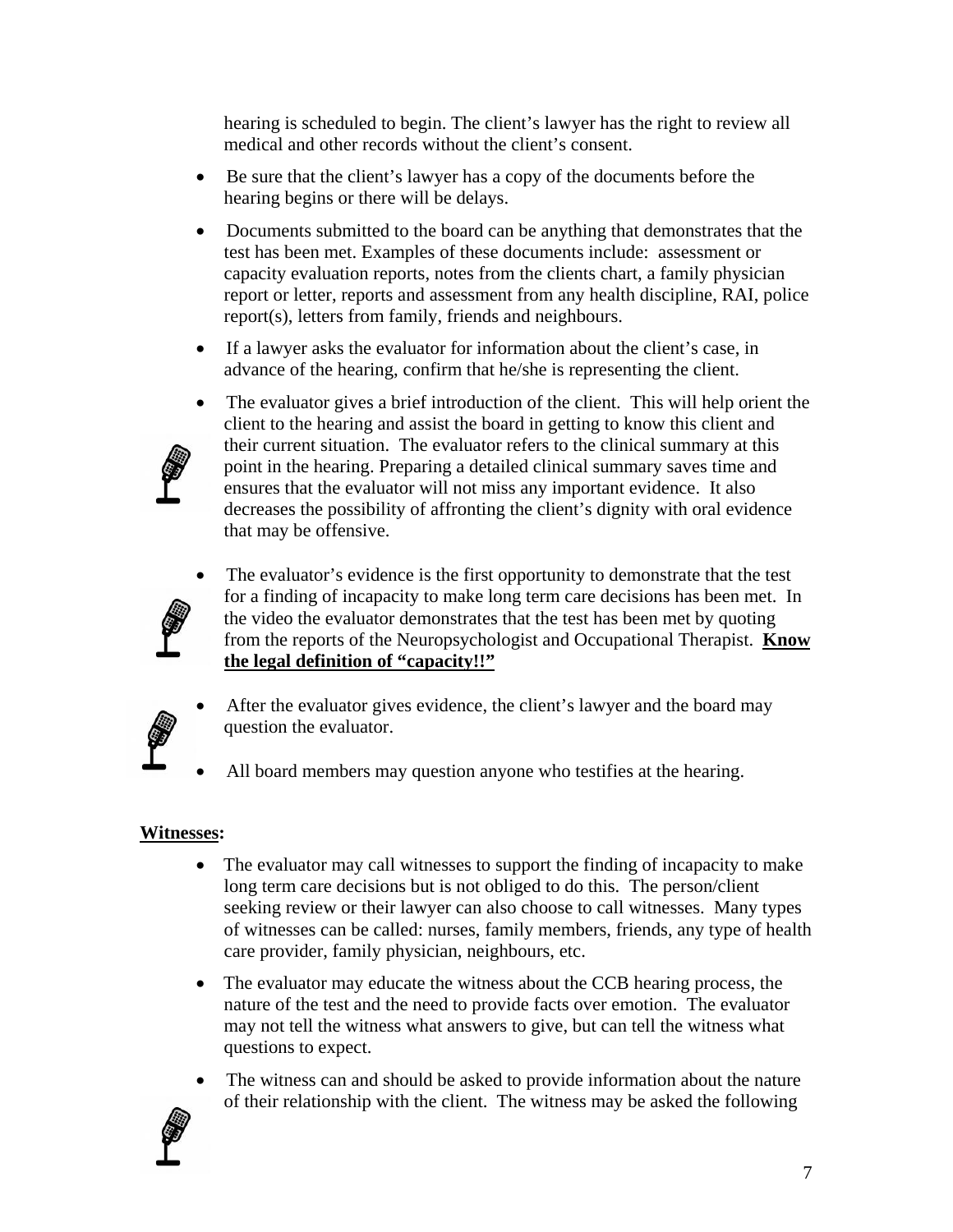hearing is scheduled to begin. The client's lawyer has the right to review all medical and other records without the client's consent.

- Be sure that the client's lawyer has a copy of the documents before the hearing begins or there will be delays.
- Documents submitted to the board can be anything that demonstrates that the test has been met. Examples of these documents include: assessment or capacity evaluation reports, notes from the clients chart, a family physician report or letter, reports and assessment from any health discipline, RAI, police report(s), letters from family, friends and neighbours.
- If a lawyer asks the evaluator for information about the client's case, in advance of the hearing, confirm that he/she is representing the client.
- The evaluator gives a brief introduction of the client. This will help orient the client to the hearing and assist the board in getting to know this client and their current situation. The evaluator refers to the clinical summary at this point in the hearing. Preparing a detailed clinical summary saves time and ensures that the evaluator will not miss any important evidence. It also decreases the possibility of affronting the client's dignity with oral evidence that may be offensive.
- The evaluator's evidence is the first opportunity to demonstrate that the test for a finding of incapacity to make long term care decisions has been met. In the video the evaluator demonstrates that the test has been met by quoting from the reports of the Neuropsychologist and Occupational Therapist. **Know the legal definition of "capacity!!"**
- After the evaluator gives evidence, the client's lawyer and the board may question the evaluator.
- All board members may question anyone who testifies at the hearing.

**Witnesses:**

- The evaluator may call witnesses to support the finding of incapacity to make long term care decisions but is not obliged to do this. The person/client seeking review or their lawyer can also choose to call witnesses. Many types of witnesses can be called: nurses, family members, friends, any type of health care provider, family physician, neighbours, etc.
- The evaluator may educate the witness about the CCB hearing process, the nature of the test and the need to provide facts over emotion. The evaluator may not tell the witness what answers to give, but can tell the witness what questions to expect.
- The witness can and should be asked to provide information about the nature of their relationship with the client. The witness may be asked the following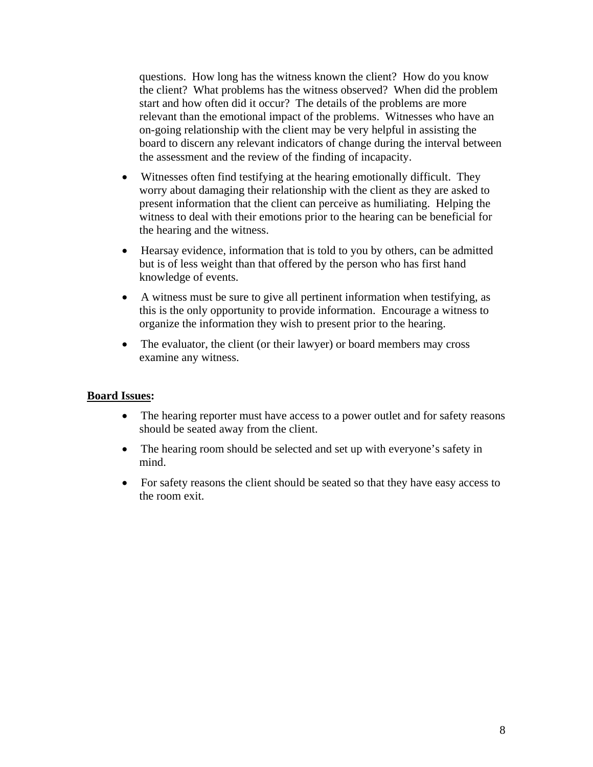questions. How long has the witness known the client? How do you know the client? What problems has the witness observed? When did the problem start and how often did it occur? The details of the problems are more relevant than the emotional impact of the problems. Witnesses who have an on-going relationship with the client may be very helpful in assisting the board to discern any relevant indicators of change during the interval between the assessment and the review of the finding of incapacity.

- Witnesses often find testifying at the hearing emotionally difficult. They worry about damaging their relationship with the client as they are asked to present information that the client can perceive as humiliating. Helping the witness to deal with their emotions prior to the hearing can be beneficial for the hearing and the witness.
- Hearsay evidence, information that is told to you by others, can be admitted but is of less weight than that offered by the person who has first hand knowledge of events.
- A witness must be sure to give all pertinent information when testifying, as this is the only opportunity to provide information. Encourage a witness to organize the information they wish to present prior to the hearing.
- The evaluator, the client (or their lawyer) or board members may cross examine any witness.

**Board Issues:**

- The hearing reporter must have access to a power outlet and for safety reasons should be seated away from the client.
- The hearing room should be selected and set up with everyone's safety in mind.
- For safety reasons the client should be seated so that they have easy access to the room exit.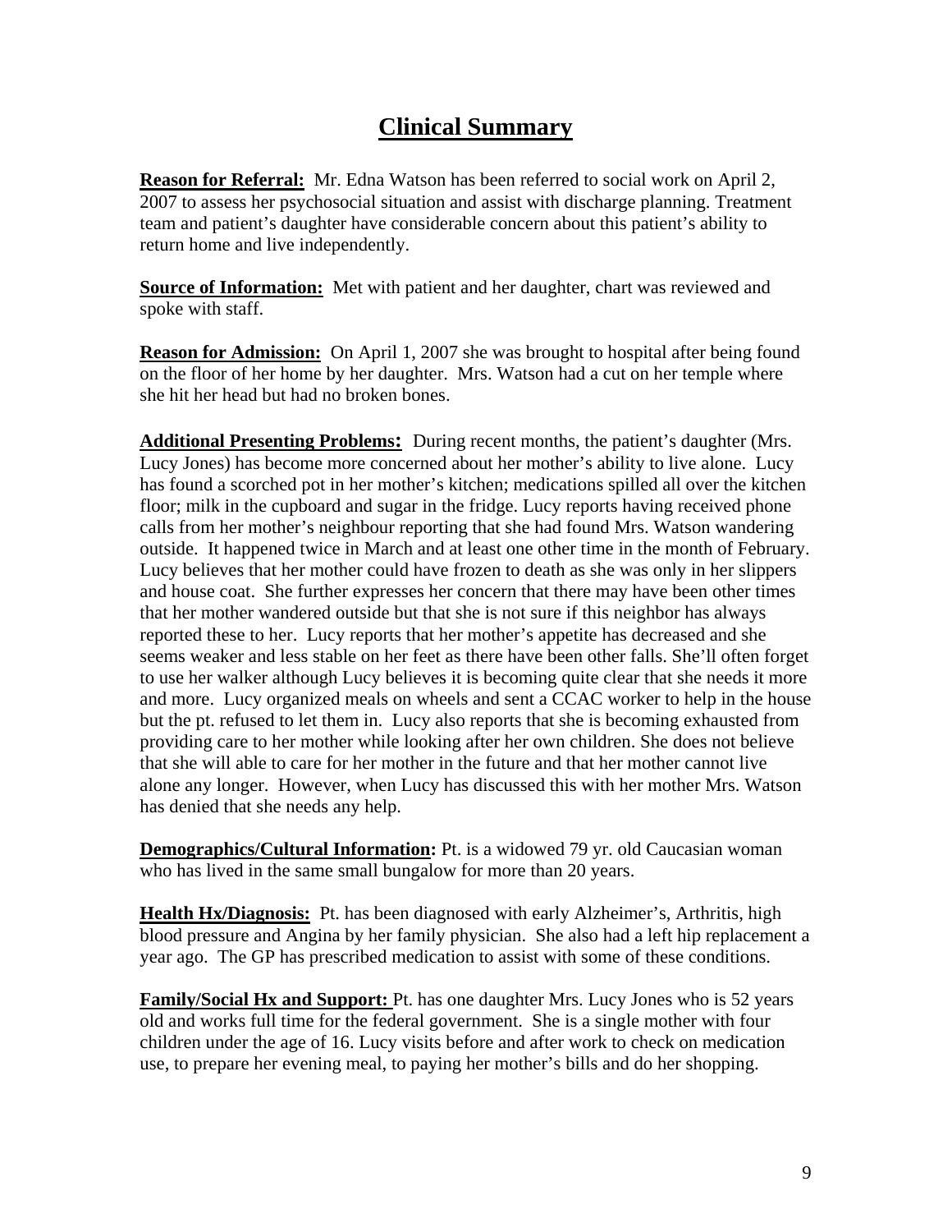# Clinical Summary

**Reason for Referral:** Mr. Edna Watson has been referred to social work on April 2, 2007 to assess her psychosocial situation and assist with discharge planning. Treatment team and patient's daughter have considerable concern about this patient's ability to return home and live independently.

**Source of Information:** Met with patient and her daughter, chart was reviewed and spoke with staff.

**Reason for Admission:** On April 1, 2007 she was brought to hospital after being found on the floor of her home by her daughter. Mrs. Watson had a cut on her temple where she hit her head but had no broken bones.

**Additional Presenting Problems:** During recent months, the patient's daughter (Mrs. Lucy Jones) has become more concerned about her mother's ability to live alone. Lucy has found a scorched pot in her mother's kitchen; medications spilled all over the kitchen floor; milk in the cupboard and sugar in the fridge. Lucy reports having received phone calls from her mother's neighbour reporting that she had found Mrs. Watson wandering outside. It happened twice in March and at least one other time in the month of February. Lucy believes that her mother could have frozen to death as she was only in her slippers and house coat. She further expresses her concern that there may have been other times that her mother wandered outside but that she is not sure if this neighbor has always reported these to her. Lucy reports that her mother's appetite has decreased and she seems weaker and less stable on her feet as there have been other falls. She'll often forget to use her walker although Lucy believes it is becoming quite clear that she needs it more and more. Lucy organized meals on wheels and sent a CCAC worker to help in the house but the pt. refused to let them in. Lucy also reports that she is becoming exhausted from providing care to her mother while looking after her own children. She does not believe that she will able to care for her mother in the future and that her mother cannot live alone any longer. However, when Lucy has discussed this with her mother Mrs. Watson has denied that she needs any help.

**Demographics/Cultural Information:** Pt. is a widowed 79 yr. old Caucasian woman who has lived in the same small bungalow for more than 20 years.

**Health Hx/Diagnosis:** Pt. has been diagnosed with early Alzheimer's, Arthritis, high blood pressure and Angina by her family physician. She also had a left hip replacement a year ago. The GP has prescribed medication to assist with some of these conditions.

**Family/Social Hx and Support:** Pt. has one daughter Mrs. Lucy Jones who is 52 years old and works full time for the federal government. She is a single mother with four children under the age of 16. Lucy visits before and after work to check on medication use, to prepare her evening meal, to paying her mother's bills and do her shopping.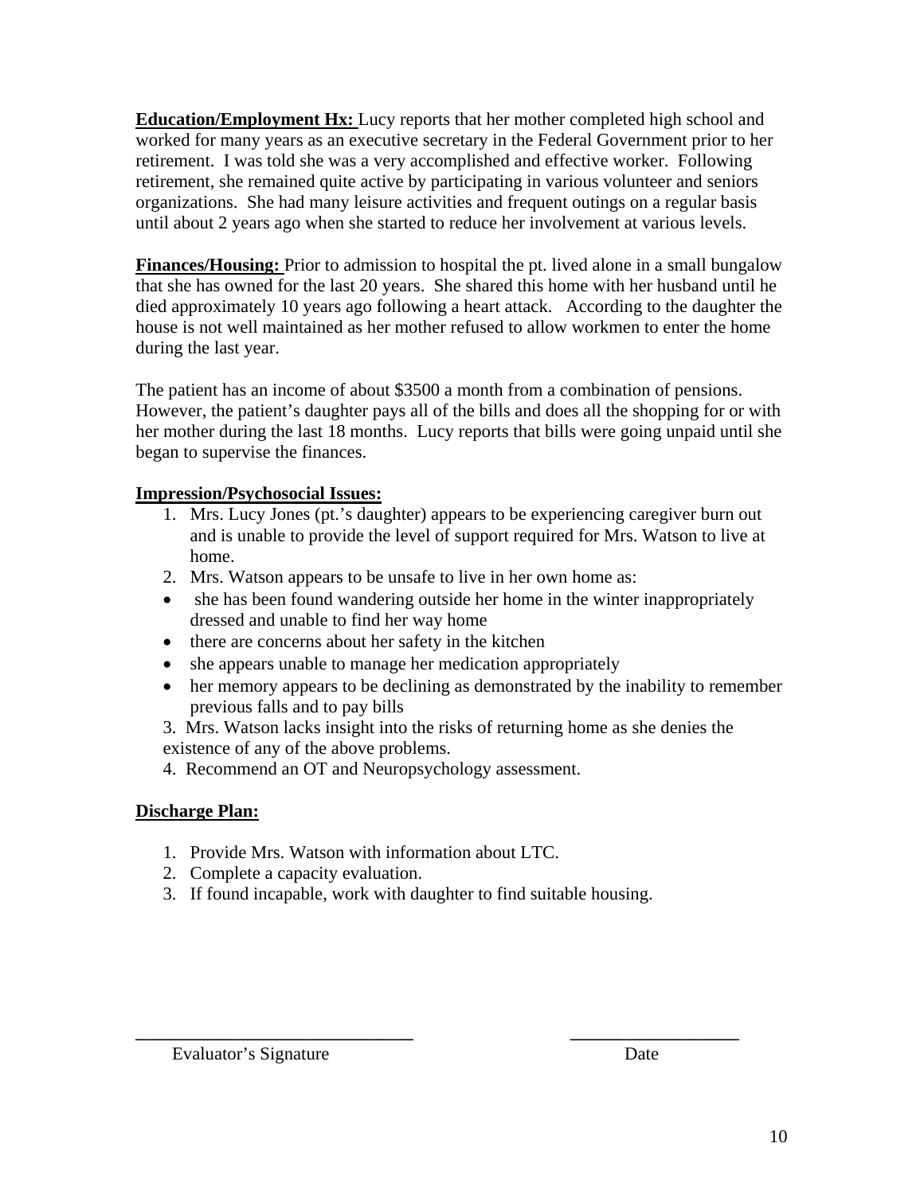**Education/Employment Hx:** Lucy reports that her mother completed high school and worked for many years as an executive secretary in the Federal Government prior to her retirement. I was told she was a very accomplished and effective worker. Following retirement, she remained quite active by participating in various volunteer and seniors organizations. She had many leisure activities and frequent outings on a regular basis until about 2 years ago when she started to reduce her involvement at various levels.

**Finances/Housing:** Prior to admission to hospital the pt. lived alone in a small bungalow that she has owned for the last 20 years. She shared this home with her husband until he died approximately 10 years ago following a heart attack. According to the daughter the house is not well maintained as her mother refused to allow workmen to enter the home during the last year.

The patient has an income of about $3500 a month from a combination of pensions. However, the patient's daughter pays all of the bills and does all the shopping for or with her mother during the last 18 months. Lucy reports that bills were going unpaid until she began to supervise the finances.

**Impression/Psychosocial Issues:**

1. Mrs. Lucy Jones (pt.'s daughter) appears to be experiencing caregiver burn out and is unable to provide the level of support required for Mrs. Watson to live at home.
2. Mrs. Watson appears to be unsafe to live in her own home as:
   - she has been found wandering outside her home in the winter inappropriately dressed and unable to find her way home
   - there are concerns about her safety in the kitchen
   - she appears unable to manage her medication appropriately
   - her memory appears to be declining as demonstrated by the inability to remember previous falls and to pay bills
3. Mrs. Watson lacks insight into the risks of returning home as she denies the existence of any of the above problems.
4. Recommend an OT and Neuropsychology assessment.

**Discharge Plan:**

1. Provide Mrs. Watson with information about LTC.
2. Complete a capacity evaluation.
3. If found incapable, work with daughter to find suitable housing.

______________________________ ____________________

Evaluator's Signature Date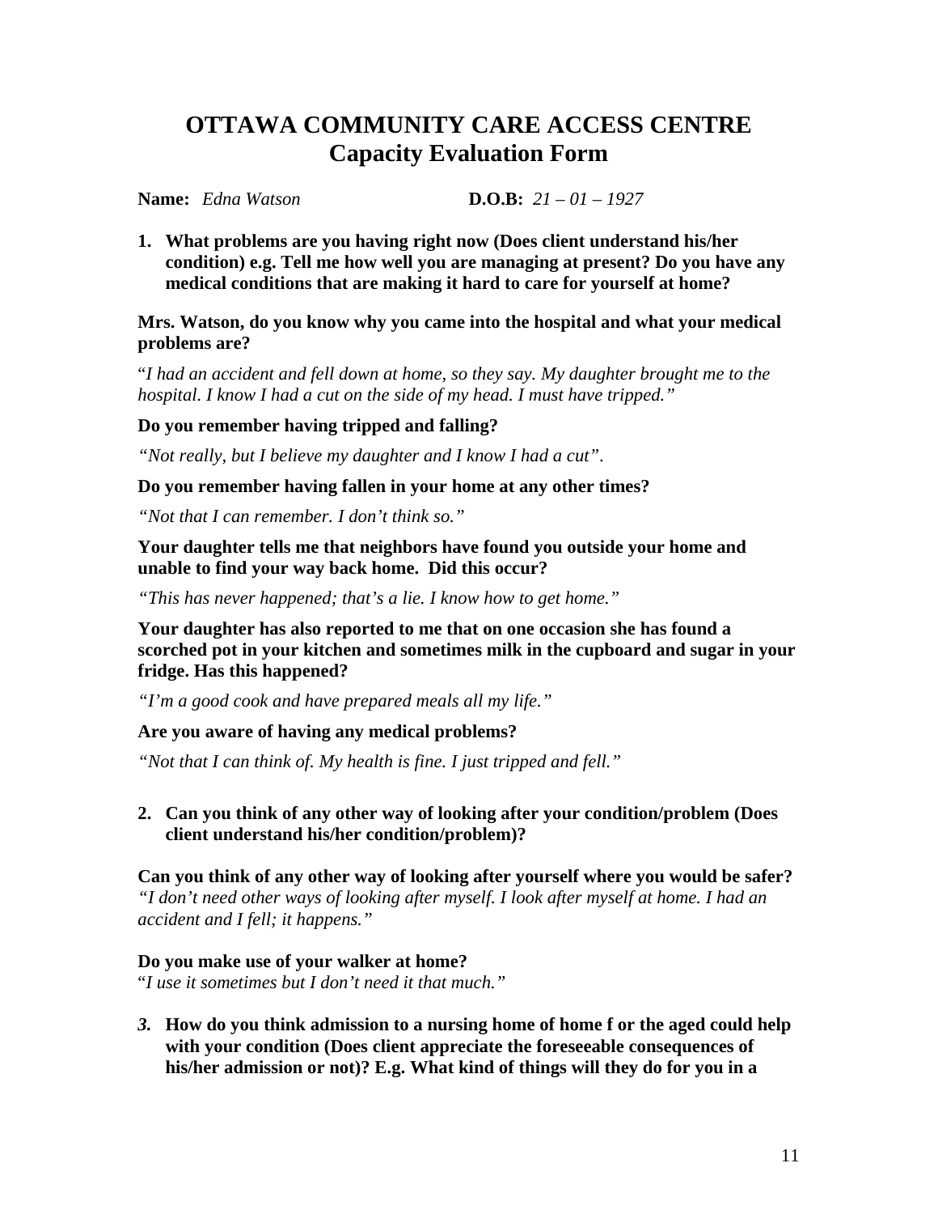# OTTAWA COMMUNITY CARE ACCESS CENTRE
## Capacity Evaluation Form

**Name:** *Edna Watson* **D.O.B:** *21 – 01 – 1927*

1. **What problems are you having right now (Does client understand his/her condition) e.g. Tell me how well you are managing at present? Do you have any medical conditions that are making it hard to care for yourself at home?**

**Mrs. Watson, do you know why you came into the hospital and what your medical problems are?**

"*I had an accident and fell down at home, so they say. My daughter brought me to the hospital. I know I had a cut on the side of my head. I must have tripped."*

**Do you remember having tripped and falling?**

*"Not really, but I believe my daughter and I know I had a cut".*

**Do you remember having fallen in your home at any other times?**

*"Not that I can remember. I don't think so."*

**Your daughter tells me that neighbors have found you outside your home and unable to find your way back home. Did this occur?**

*"This has never happened; that's a lie. I know how to get home."*

**Your daughter has also reported to me that on one occasion she has found a scorched pot in your kitchen and sometimes milk in the cupboard and sugar in your fridge. Has this happened?**

*"I'm a good cook and have prepared meals all my life."*

**Are you aware of having any medical problems?**

*"Not that I can think of. My health is fine. I just tripped and fell."*

2. **Can you think of any other way of looking after your condition/problem (Does client understand his/her condition/problem)?**

**Can you think of any other way of looking after yourself where you would be safer?**
*"I don't need other ways of looking after myself. I look after myself at home. I had an accident and I fell; it happens."*

**Do you make use of your walker at home?**
"*I use it sometimes but I don't need it that much."*

3. **How do you think admission to a nursing home of home f or the aged could help with your condition (Does client appreciate the foreseeable consequences of his/her admission or not)? E.g. What kind of things will they do for you in a**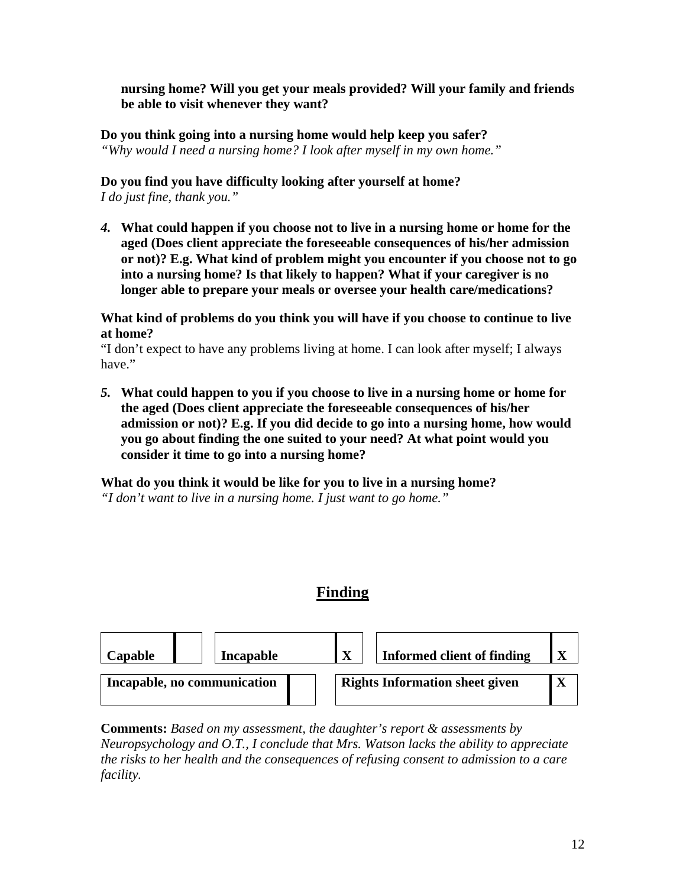**nursing home? Will you get your meals provided? Will your family and friends be able to visit whenever they want?**

**Do you think going into a nursing home would help keep you safer?**
*"Why would I need a nursing home? I look after myself in my own home."*

**Do you find you have difficulty looking after yourself at home?**
*I do just fine, thank you."*

4. **What could happen if you choose not to live in a nursing home or home for the aged (Does client appreciate the foreseeable consequences of his/her admission or not)? E.g. What kind of problem might you encounter if you choose not to go into a nursing home? Is that likely to happen? What if your caregiver is no longer able to prepare your meals or oversee your health care/medications?**

**What kind of problems do you think you will have if you choose to continue to live at home?**
"I don't expect to have any problems living at home. I can look after myself; I always have."

5. **What could happen to you if you choose to live in a nursing home or home for the aged (Does client appreciate the foreseeable consequences of his/her admission or not)? E.g. If you did decide to go into a nursing home, how would you go about finding the one suited to your need? At what point would you consider it time to go into a nursing home?**

**What do you think it would be like for you to live in a nursing home?**
*"I don't want to live in a nursing home. I just want to go home."*

## Finding

| Capable | | Incapable | X | Informed client of finding | X |
|---|---|---|---|---|---|
| Incapable, no communication | | Rights Information sheet given | X | | |

**Comments:** *Based on my assessment, the daughter's report & assessments by Neuropsychology and O.T., I conclude that Mrs. Watson lacks the ability to appreciate the risks to her health and the consequences of refusing consent to admission to a care facility.*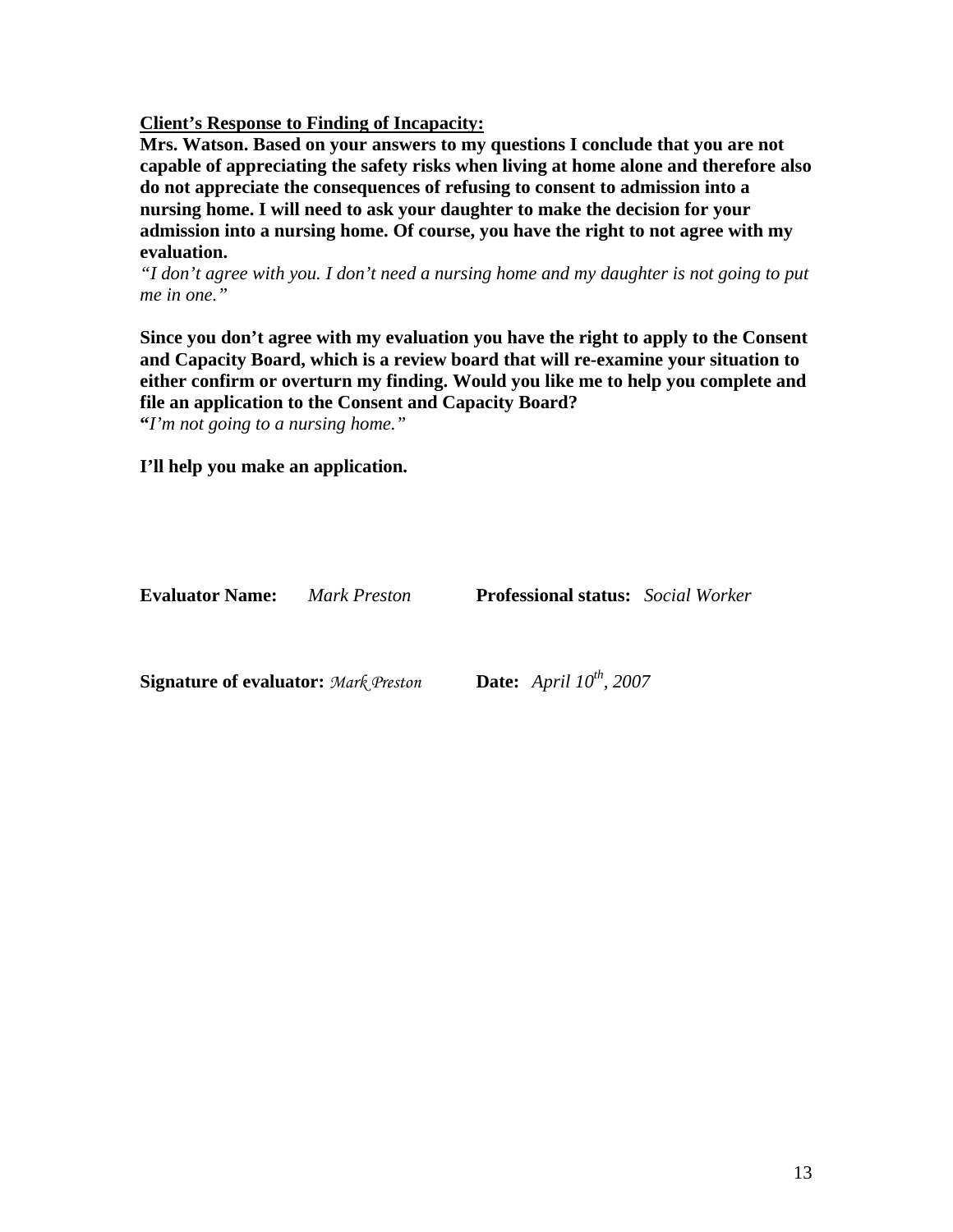<u>**Client's Response to Finding of Incapacity:**</u>

**Mrs. Watson. Based on your answers to my questions I conclude that you are not capable of appreciating the safety risks when living at home alone and therefore also do not appreciate the consequences of refusing to consent to admission into a nursing home. I will need to ask your daughter to make the decision for your admission into a nursing home. Of course, you have the right to not agree with my evaluation.**

*"I don't agree with you. I don't need a nursing home and my daughter is not going to put me in one."*

**Since you don't agree with my evaluation you have the right to apply to the Consent and Capacity Board, which is a review board that will re-examine your situation to either confirm or overturn my finding. Would you like me to help you complete and file an application to the Consent and Capacity Board?**

**"***I'm not going to a nursing home."*

**I'll help you make an application.**

**Evaluator Name:** *Mark Preston* **Professional status:** *Social Worker*

**Signature of evaluator:** *Mark Preston* **Date:** *April 10th, 2007*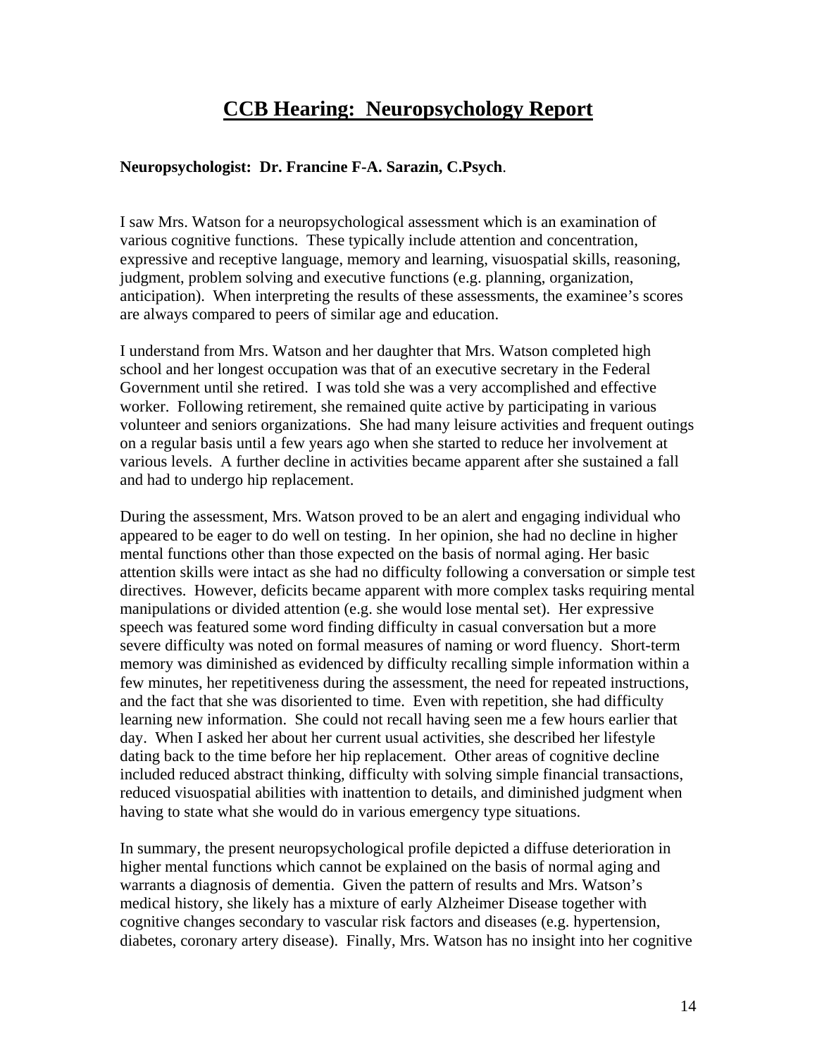# CCB Hearing: Neuropsychology Report

**Neuropsychologist: Dr. Francine F-A. Sarazin, C.Psych**.

I saw Mrs. Watson for a neuropsychological assessment which is an examination of various cognitive functions. These typically include attention and concentration, expressive and receptive language, memory and learning, visuospatial skills, reasoning, judgment, problem solving and executive functions (e.g. planning, organization, anticipation). When interpreting the results of these assessments, the examinee's scores are always compared to peers of similar age and education.

I understand from Mrs. Watson and her daughter that Mrs. Watson completed high school and her longest occupation was that of an executive secretary in the Federal Government until she retired. I was told she was a very accomplished and effective worker. Following retirement, she remained quite active by participating in various volunteer and seniors organizations. She had many leisure activities and frequent outings on a regular basis until a few years ago when she started to reduce her involvement at various levels. A further decline in activities became apparent after she sustained a fall and had to undergo hip replacement.

During the assessment, Mrs. Watson proved to be an alert and engaging individual who appeared to be eager to do well on testing. In her opinion, she had no decline in higher mental functions other than those expected on the basis of normal aging. Her basic attention skills were intact as she had no difficulty following a conversation or simple test directives. However, deficits became apparent with more complex tasks requiring mental manipulations or divided attention (e.g. she would lose mental set). Her expressive speech was featured some word finding difficulty in casual conversation but a more severe difficulty was noted on formal measures of naming or word fluency. Short-term memory was diminished as evidenced by difficulty recalling simple information within a few minutes, her repetitiveness during the assessment, the need for repeated instructions, and the fact that she was disoriented to time. Even with repetition, she had difficulty learning new information. She could not recall having seen me a few hours earlier that day. When I asked her about her current usual activities, she described her lifestyle dating back to the time before her hip replacement. Other areas of cognitive decline included reduced abstract thinking, difficulty with solving simple financial transactions, reduced visuospatial abilities with inattention to details, and diminished judgment when having to state what she would do in various emergency type situations.

In summary, the present neuropsychological profile depicted a diffuse deterioration in higher mental functions which cannot be explained on the basis of normal aging and warrants a diagnosis of dementia. Given the pattern of results and Mrs. Watson's medical history, she likely has a mixture of early Alzheimer Disease together with cognitive changes secondary to vascular risk factors and diseases (e.g. hypertension, diabetes, coronary artery disease). Finally, Mrs. Watson has no insight into her cognitive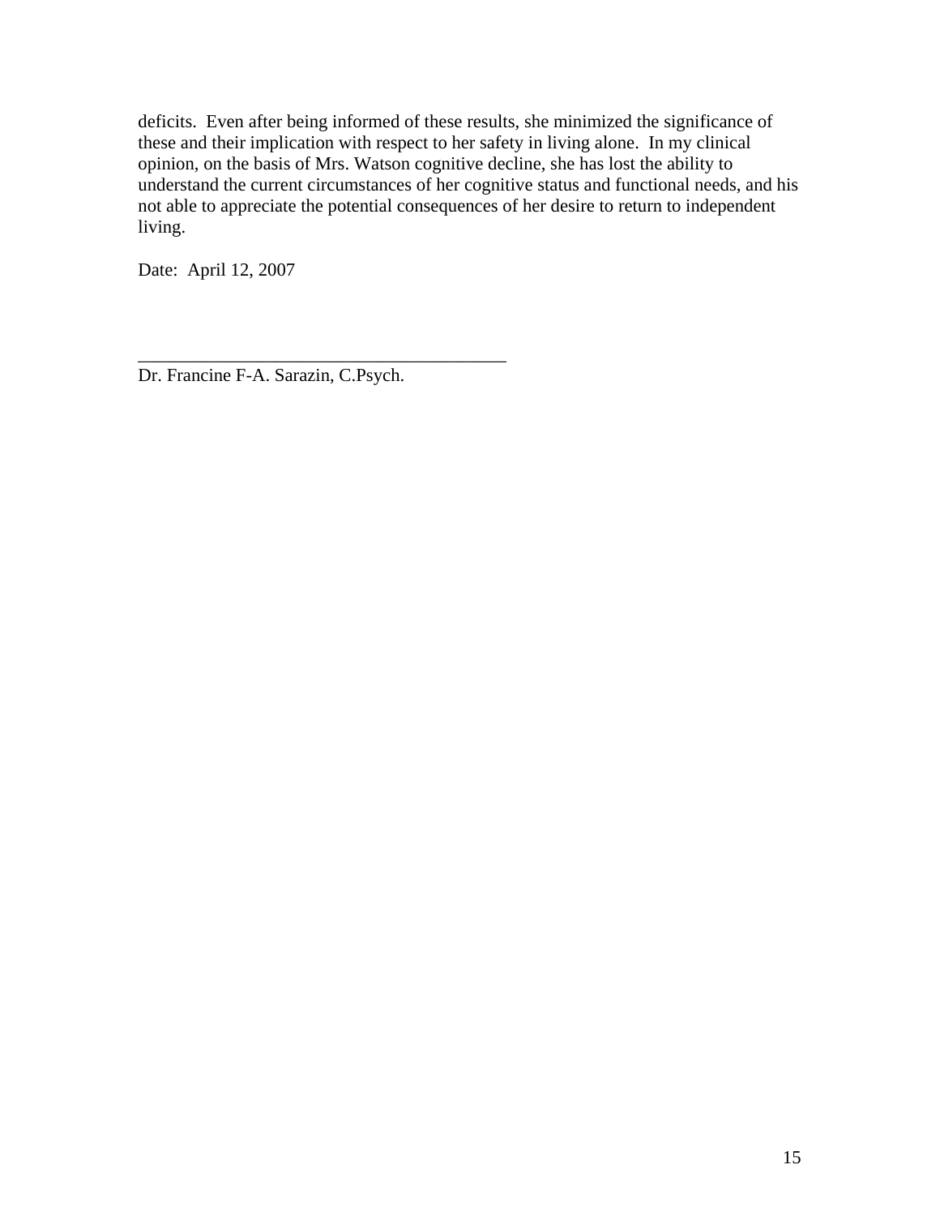deficits. Even after being informed of these results, she minimized the significance of these and their implication with respect to her safety in living alone. In my clinical opinion, on the basis of Mrs. Watson cognitive decline, she has lost the ability to understand the current circumstances of her cognitive status and functional needs, and his not able to appreciate the potential consequences of her desire to return to independent living.

Date: April 12, 2007

\_\_\_\_\_\_\_\_\_\_\_\_\_\_\_\_\_\_\_\_\_\_\_\_\_\_\_\_\_\_\_\_\_\_\_\_\_\_\_\_

Dr. Francine F-A. Sarazin, C.Psych.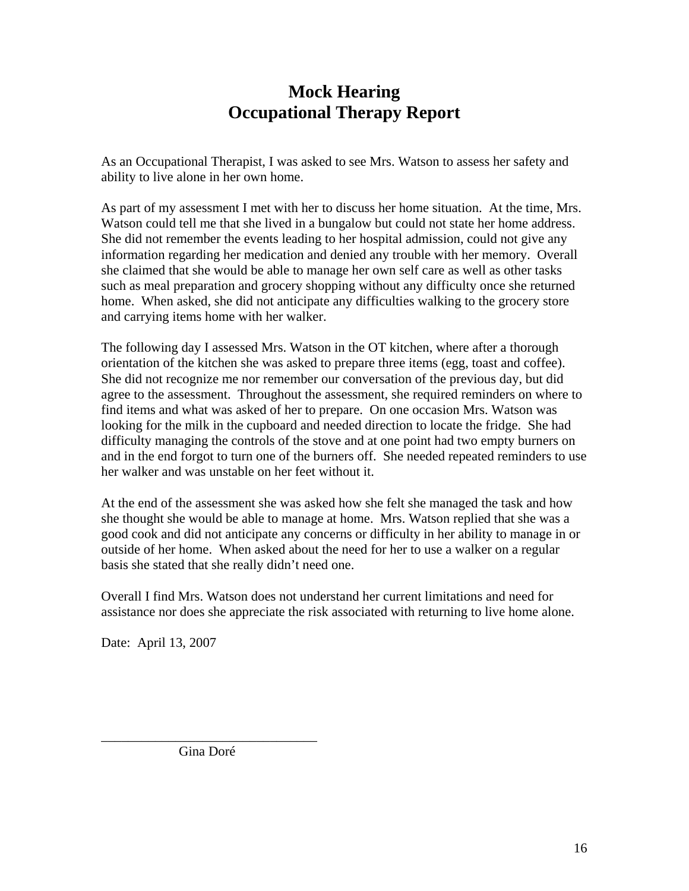# Mock Hearing
# Occupational Therapy Report

As an Occupational Therapist, I was asked to see Mrs. Watson to assess her safety and ability to live alone in her own home.

As part of my assessment I met with her to discuss her home situation. At the time, Mrs. Watson could tell me that she lived in a bungalow but could not state her home address. She did not remember the events leading to her hospital admission, could not give any information regarding her medication and denied any trouble with her memory. Overall she claimed that she would be able to manage her own self care as well as other tasks such as meal preparation and grocery shopping without any difficulty once she returned home. When asked, she did not anticipate any difficulties walking to the grocery store and carrying items home with her walker.

The following day I assessed Mrs. Watson in the OT kitchen, where after a thorough orientation of the kitchen she was asked to prepare three items (egg, toast and coffee). She did not recognize me nor remember our conversation of the previous day, but did agree to the assessment. Throughout the assessment, she required reminders on where to find items and what was asked of her to prepare. On one occasion Mrs. Watson was looking for the milk in the cupboard and needed direction to locate the fridge. She had difficulty managing the controls of the stove and at one point had two empty burners on and in the end forgot to turn one of the burners off. She needed repeated reminders to use her walker and was unstable on her feet without it.

At the end of the assessment she was asked how she felt she managed the task and how she thought she would be able to manage at home. Mrs. Watson replied that she was a good cook and did not anticipate any concerns or difficulty in her ability to manage in or outside of her home. When asked about the need for her to use a walker on a regular basis she stated that she really didn't need one.

Overall I find Mrs. Watson does not understand her current limitations and need for assistance nor does she appreciate the risk associated with returning to live home alone.

Date: April 13, 2007

_______________________________

Gina Doré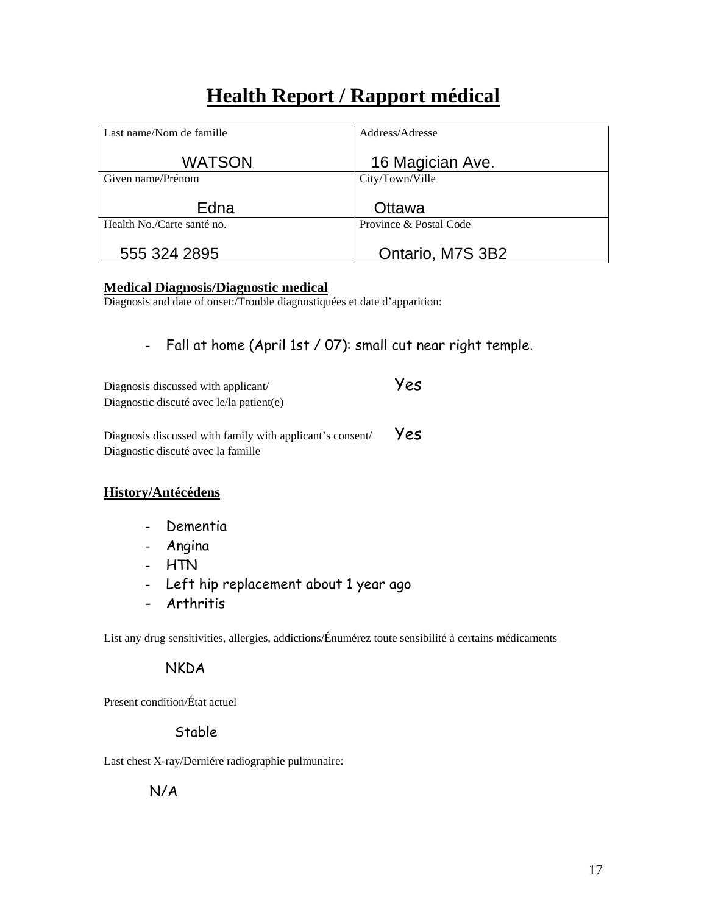# Health Report / Rapport médical

| Last name/Nom de famille<br><br>WATSON | Address/Adresse<br><br>16 Magician Ave. |
|---|---|
| Given name/Prénom<br><br>Edna | City/Town/Ville<br><br>Ottawa |
| Health No./Carte santé no.<br><br>555 324 2895 | Province & Postal Code<br><br>Ontario, M7S 3B2 |

**Medical Diagnosis/Diagnostic medical**

Diagnosis and date of onset:/Trouble diagnostiquées et date d'apparition:

- Fall at home (April 1st / 07): small cut near right temple.

Diagnosis discussed with applicant/
Diagnostic discuté avec le/la patient(e) Yes

Diagnosis discussed with family with applicant's consent/
Diagnostic discuté avec la famille Yes

**History/Antécédens**

- Dementia
- Angina
- HTN
- Left hip replacement about 1 year ago
- Arthritis

List any drug sensitivities, allergies, addictions/Énumérez toute sensibilité à certains médicaments

NKDA

Present condition/État actuel

Stable

Last chest X-ray/Derniére radiographie pulmunaire:

N/A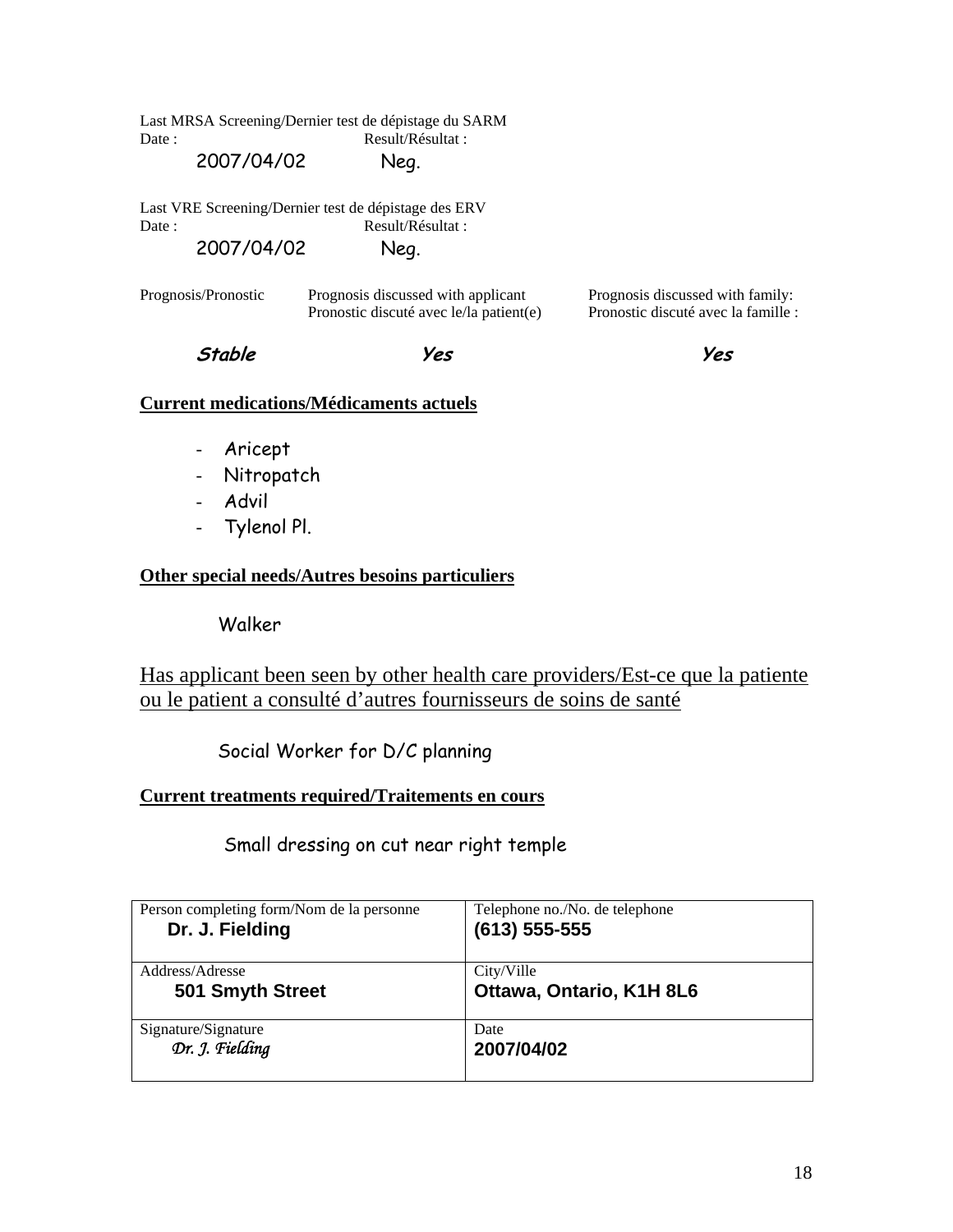Last MRSA Screening/Dernier test de dépistage du SARM

Date : 2007/04/02 — Result/Résultat : Neg.

Last VRE Screening/Dernier test de dépistage des ERV

Date : 2007/04/02 — Result/Résultat : Neg.

| Prognosis/Pronostic | Prognosis discussed with applicant<br>Pronostic discuté avec le/la patient(e) | Prognosis discussed with family:<br>Pronostic discuté avec la famille : |
|---|---|---|
| *Stable* | *Yes* | *Yes* |

**Current medications/Médicaments actuels**

- Aricept
- Nitropatch
- Advil
- Tylenol Pl.

**Other special needs/Autres besoins particuliers**

Walker

Has applicant been seen by other health care providers/Est-ce que la patiente ou le patient a consulté d'autres fournisseurs de soins de santé

Social Worker for D/C planning

**Current treatments required/Traitements en cours**

Small dressing on cut near right temple

| | |
|---|---|
| Person completing form/Nom de la personne<br>**Dr. J. Fielding** | Telephone no./No. de telephone<br>**(613) 555-555** |
| Address/Adresse<br>**501 Smyth Street** | City/Ville<br>**Ottawa, Ontario, K1H 8L6** |
| Signature/Signature<br>*Dr. J. Fielding* | Date<br>**2007/04/02** |